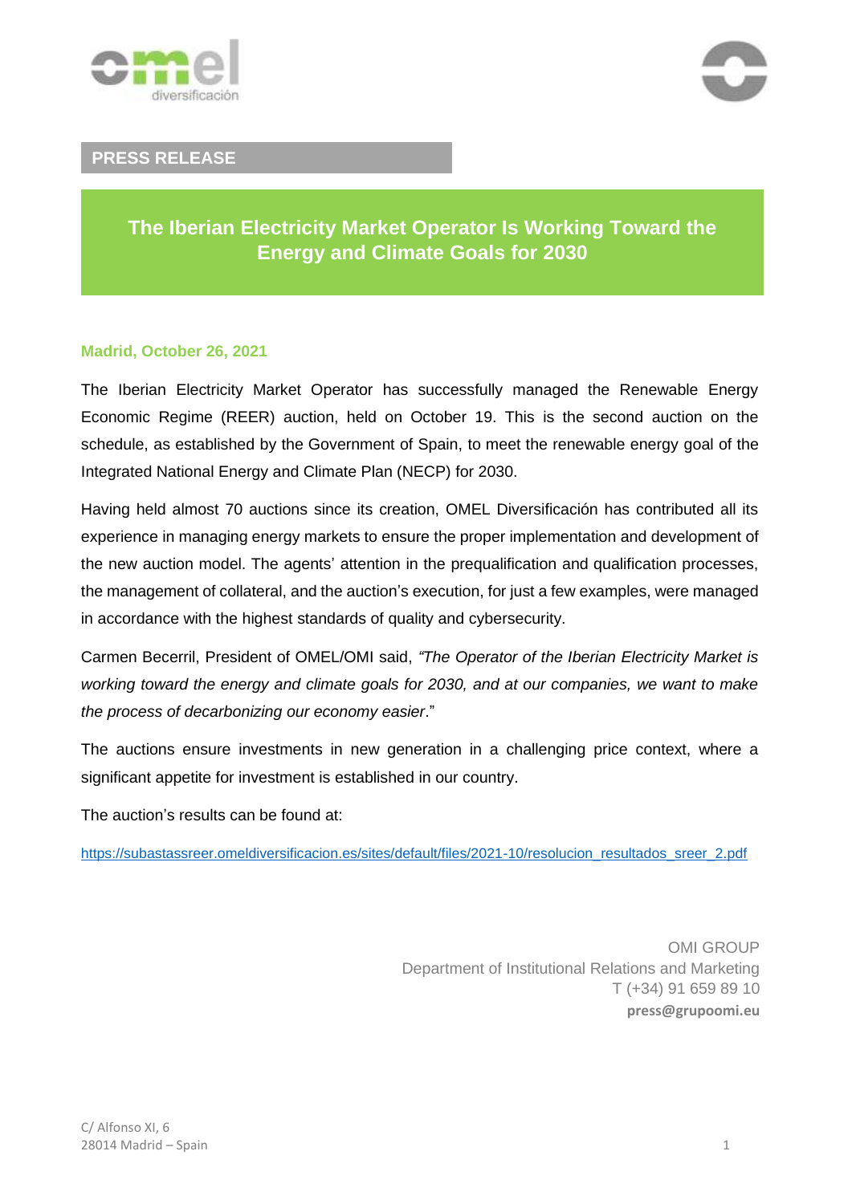**PRESS RELEASE**

# The Iberian Electricity Market Operator Is Working Toward the Energy and Climate Goals for 2030

**Madrid, October 26, 2021**

The Iberian Electricity Market Operator has successfully managed the Renewable Energy Economic Regime (REER) auction, held on October 19. This is the second auction on the schedule, as established by the Government of Spain, to meet the renewable energy goal of the Integrated National Energy and Climate Plan (NECP) for 2030.

Having held almost 70 auctions since its creation, OMEL Diversificación has contributed all its experience in managing energy markets to ensure the proper implementation and development of the new auction model. The agents' attention in the prequalification and qualification processes, the management of collateral, and the auction's execution, for just a few examples, were managed in accordance with the highest standards of quality and cybersecurity.

Carmen Becerril, President of OMEL/OMI said, *"The Operator of the Iberian Electricity Market is working toward the energy and climate goals for 2030, and at our companies, we want to make the process of decarbonizing our economy easier*."

The auctions ensure investments in new generation in a challenging price context, where a significant appetite for investment is established in our country.

The auction's results can be found at:

https://subastassreer.omeldiversificacion.es/sites/default/files/2021-10/resolucion_resultados_sreer_2.pdf

OMI GROUP
Department of Institutional Relations and Marketing
T (+34) 91 659 89 10
**press@grupoomi.eu**

C/ Alfonso XI, 6
28014 Madrid – Spain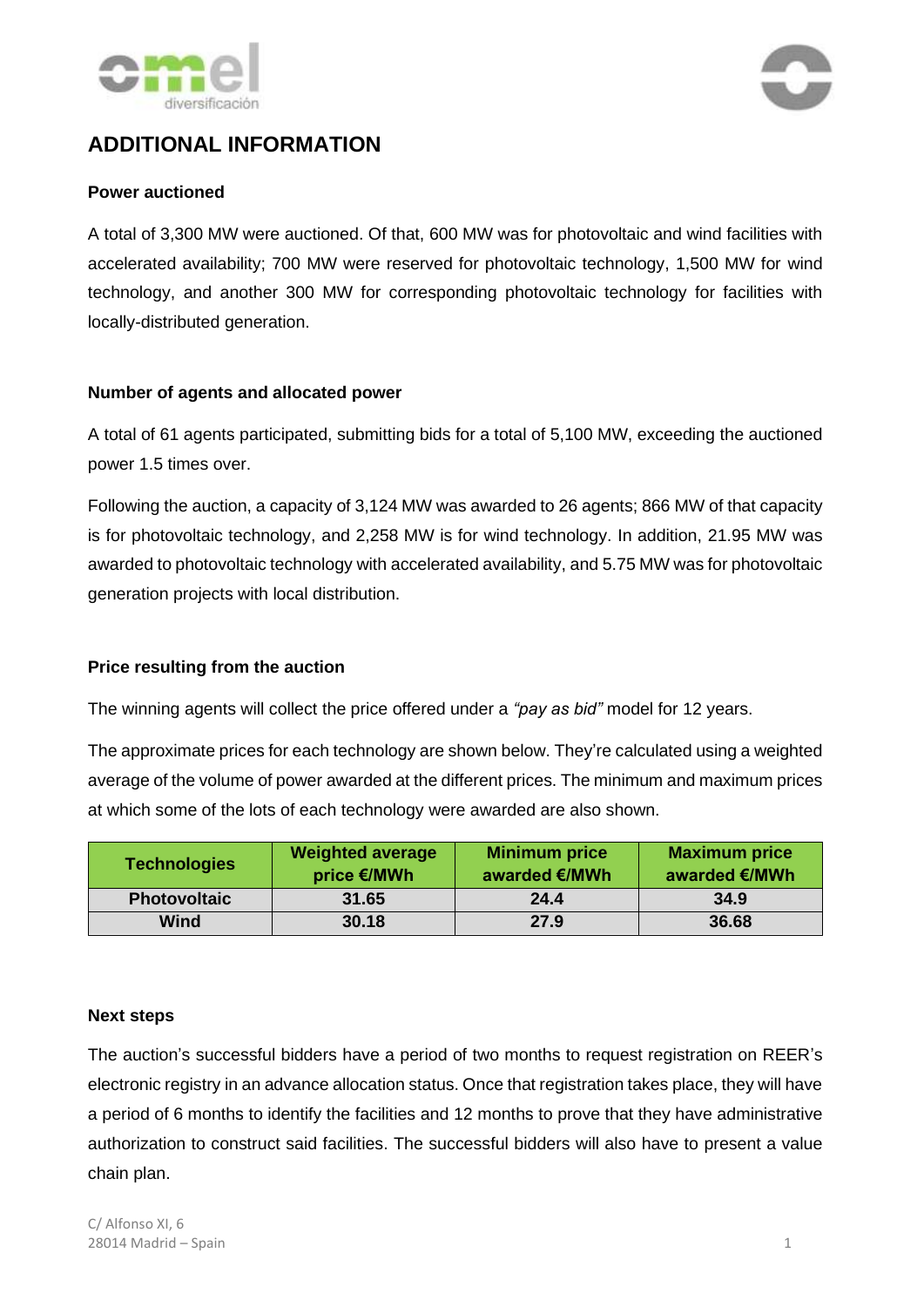# ADDITIONAL INFORMATION

**Power auctioned**

A total of 3,300 MW were auctioned. Of that, 600 MW was for photovoltaic and wind facilities with accelerated availability; 700 MW were reserved for photovoltaic technology, 1,500 MW for wind technology, and another 300 MW for corresponding photovoltaic technology for facilities with locally-distributed generation.

**Number of agents and allocated power**

A total of 61 agents participated, submitting bids for a total of 5,100 MW, exceeding the auctioned power 1.5 times over.

Following the auction, a capacity of 3,124 MW was awarded to 26 agents; 866 MW of that capacity is for photovoltaic technology, and 2,258 MW is for wind technology. In addition, 21.95 MW was awarded to photovoltaic technology with accelerated availability, and 5.75 MW was for photovoltaic generation projects with local distribution.

**Price resulting from the auction**

The winning agents will collect the price offered under a *"pay as bid"* model for 12 years.

The approximate prices for each technology are shown below. They're calculated using a weighted average of the volume of power awarded at the different prices. The minimum and maximum prices at which some of the lots of each technology were awarded are also shown.

| Technologies | Weighted average price €/MWh | Minimum price awarded €/MWh | Maximum price awarded €/MWh |
|---|---|---|---|
| Photovoltaic | 31.65 | 24.4 | 34.9 |
| Wind | 30.18 | 27.9 | 36.68 |

**Next steps**

The auction's successful bidders have a period of two months to request registration on REER's electronic registry in an advance allocation status. Once that registration takes place, they will have a period of 6 months to identify the facilities and 12 months to prove that they have administrative authorization to construct said facilities. The successful bidders will also have to present a value chain plan.

C/ Alfonso XI, 6
28014 Madrid – Spain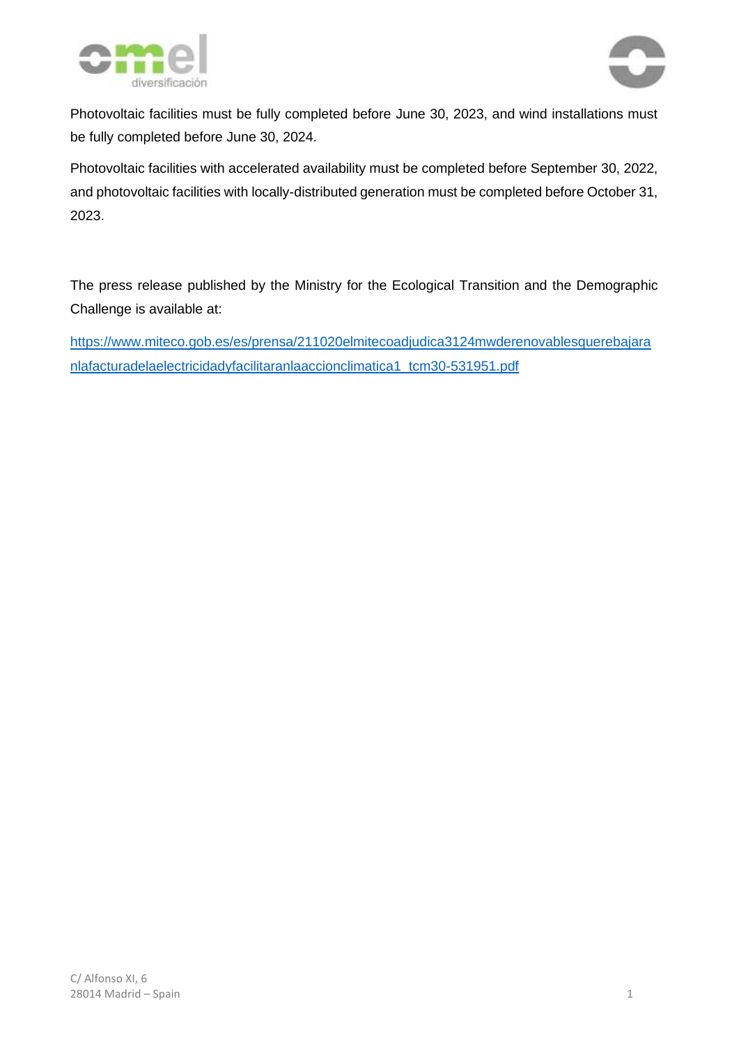Photovoltaic facilities must be fully completed before June 30, 2023, and wind installations must be fully completed before June 30, 2024.

Photovoltaic facilities with accelerated availability must be completed before September 30, 2022, and photovoltaic facilities with locally-distributed generation must be completed before October 31, 2023.

The press release published by the Ministry for the Ecological Transition and the Demographic Challenge is available at:

https://www.miteco.gob.es/es/prensa/211020elmitecoadjudica3124mwderenovablesquerebajaranlafacturadelaelectricidadyfacilitaranlaaccionclimatica1_tcm30-531951.pdf

C/ Alfonso XI, 6
28014 Madrid – Spain